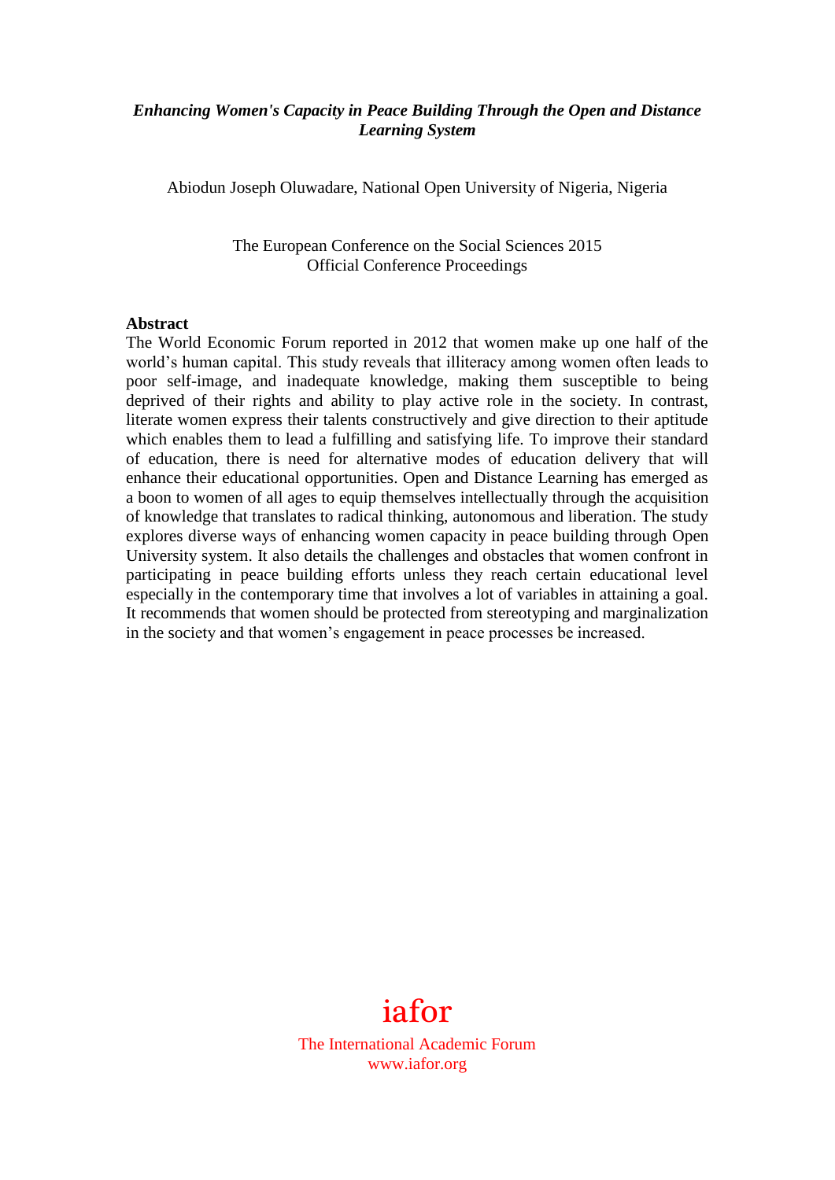***Enhancing Women's Capacity in Peace Building Through the Open and Distance Learning System***

Abiodun Joseph Oluwadare, National Open University of Nigeria, Nigeria

The European Conference on the Social Sciences 2015
Official Conference Proceedings

**Abstract**

The World Economic Forum reported in 2012 that women make up one half of the world's human capital. This study reveals that illiteracy among women often leads to poor self-image, and inadequate knowledge, making them susceptible to being deprived of their rights and ability to play active role in the society. In contrast, literate women express their talents constructively and give direction to their aptitude which enables them to lead a fulfilling and satisfying life. To improve their standard of education, there is need for alternative modes of education delivery that will enhance their educational opportunities. Open and Distance Learning has emerged as a boon to women of all ages to equip themselves intellectually through the acquisition of knowledge that translates to radical thinking, autonomous and liberation. The study explores diverse ways of enhancing women capacity in peace building through Open University system. It also details the challenges and obstacles that women confront in participating in peace building efforts unless they reach certain educational level especially in the contemporary time that involves a lot of variables in attaining a goal. It recommends that women should be protected from stereotyping and marginalization in the society and that women's engagement in peace processes be increased.

iafor

The International Academic Forum
www.iafor.org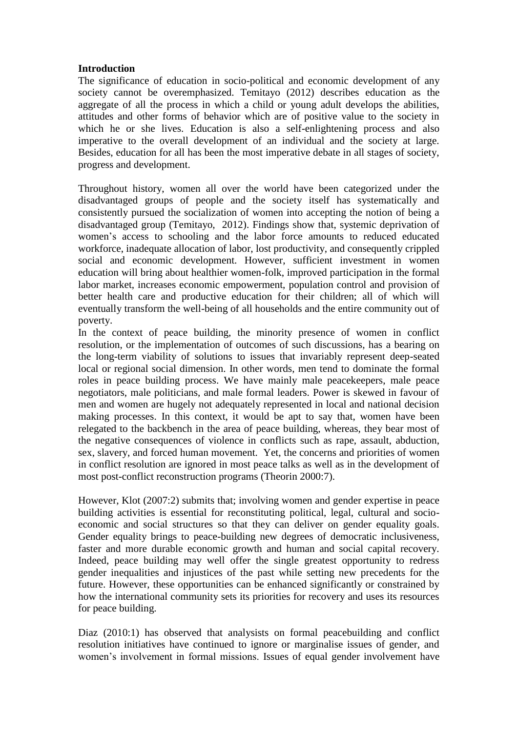**Introduction**

The significance of education in socio-political and economic development of any society cannot be overemphasized. Temitayo (2012) describes education as the aggregate of all the process in which a child or young adult develops the abilities, attitudes and other forms of behavior which are of positive value to the society in which he or she lives. Education is also a self-enlightening process and also imperative to the overall development of an individual and the society at large. Besides, education for all has been the most imperative debate in all stages of society, progress and development.

Throughout history, women all over the world have been categorized under the disadvantaged groups of people and the society itself has systematically and consistently pursued the socialization of women into accepting the notion of being a disadvantaged group (Temitayo, 2012). Findings show that, systemic deprivation of women's access to schooling and the labor force amounts to reduced educated workforce, inadequate allocation of labor, lost productivity, and consequently crippled social and economic development. However, sufficient investment in women education will bring about healthier women-folk, improved participation in the formal labor market, increases economic empowerment, population control and provision of better health care and productive education for their children; all of which will eventually transform the well-being of all households and the entire community out of poverty.

In the context of peace building, the minority presence of women in conflict resolution, or the implementation of outcomes of such discussions, has a bearing on the long-term viability of solutions to issues that invariably represent deep-seated local or regional social dimension. In other words, men tend to dominate the formal roles in peace building process. We have mainly male peacekeepers, male peace negotiators, male politicians, and male formal leaders. Power is skewed in favour of men and women are hugely not adequately represented in local and national decision making processes. In this context, it would be apt to say that, women have been relegated to the backbench in the area of peace building, whereas, they bear most of the negative consequences of violence in conflicts such as rape, assault, abduction, sex, slavery, and forced human movement. Yet, the concerns and priorities of women in conflict resolution are ignored in most peace talks as well as in the development of most post-conflict reconstruction programs (Theorin 2000:7).

However, Klot (2007:2) submits that; involving women and gender expertise in peace building activities is essential for reconstituting political, legal, cultural and socio-economic and social structures so that they can deliver on gender equality goals. Gender equality brings to peace-building new degrees of democratic inclusiveness, faster and more durable economic growth and human and social capital recovery. Indeed, peace building may well offer the single greatest opportunity to redress gender inequalities and injustices of the past while setting new precedents for the future. However, these opportunities can be enhanced significantly or constrained by how the international community sets its priorities for recovery and uses its resources for peace building.

Diaz (2010:1) has observed that analysists on formal peacebuilding and conflict resolution initiatives have continued to ignore or marginalise issues of gender, and women's involvement in formal missions. Issues of equal gender involvement have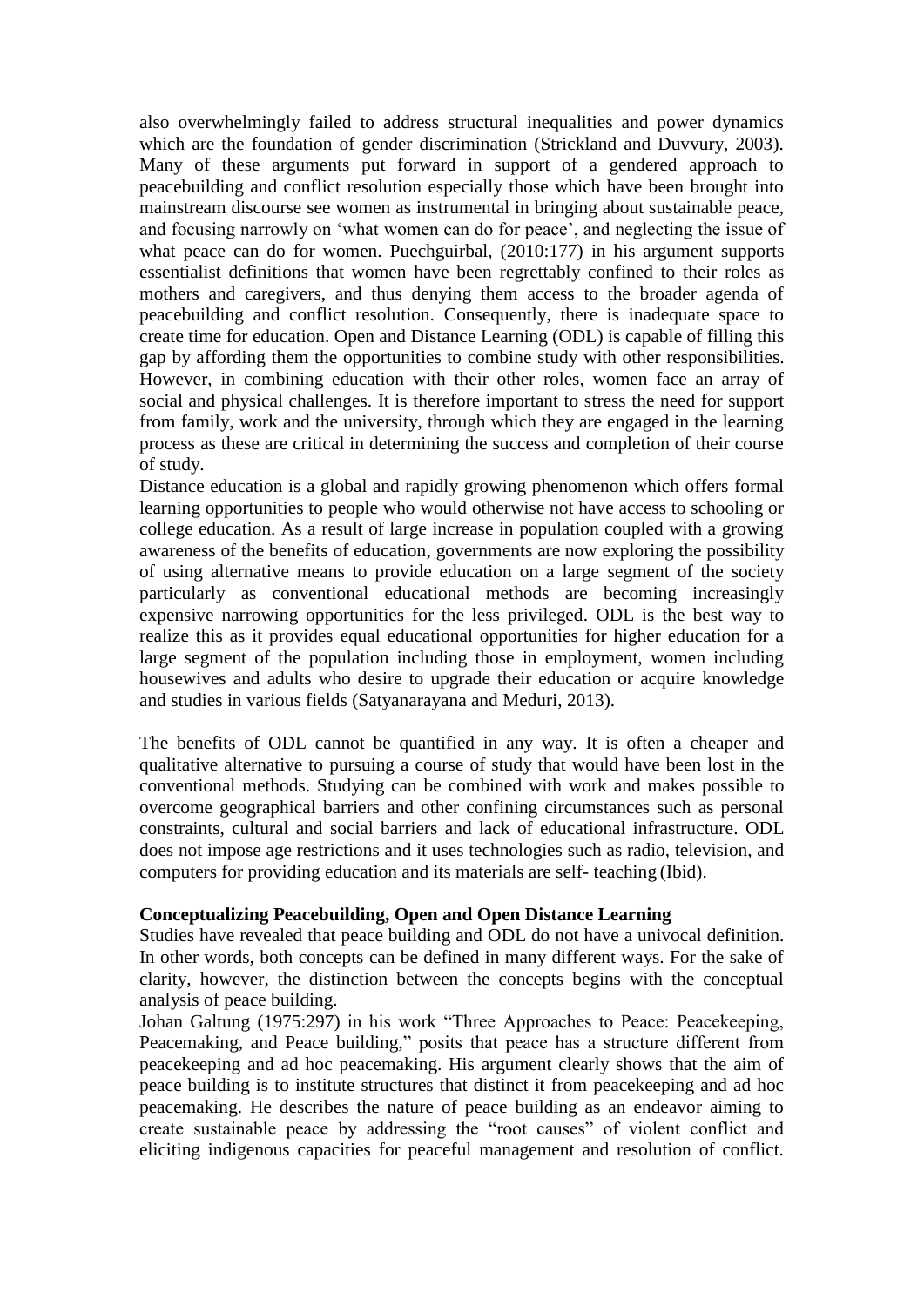also overwhelmingly failed to address structural inequalities and power dynamics which are the foundation of gender discrimination (Strickland and Duvvury, 2003). Many of these arguments put forward in support of a gendered approach to peacebuilding and conflict resolution especially those which have been brought into mainstream discourse see women as instrumental in bringing about sustainable peace, and focusing narrowly on 'what women can do for peace', and neglecting the issue of what peace can do for women. Puechguirbal, (2010:177) in his argument supports essentialist definitions that women have been regrettably confined to their roles as mothers and caregivers, and thus denying them access to the broader agenda of peacebuilding and conflict resolution. Consequently, there is inadequate space to create time for education. Open and Distance Learning (ODL) is capable of filling this gap by affording them the opportunities to combine study with other responsibilities. However, in combining education with their other roles, women face an array of social and physical challenges. It is therefore important to stress the need for support from family, work and the university, through which they are engaged in the learning process as these are critical in determining the success and completion of their course of study.

Distance education is a global and rapidly growing phenomenon which offers formal learning opportunities to people who would otherwise not have access to schooling or college education. As a result of large increase in population coupled with a growing awareness of the benefits of education, governments are now exploring the possibility of using alternative means to provide education on a large segment of the society particularly as conventional educational methods are becoming increasingly expensive narrowing opportunities for the less privileged. ODL is the best way to realize this as it provides equal educational opportunities for higher education for a large segment of the population including those in employment, women including housewives and adults who desire to upgrade their education or acquire knowledge and studies in various fields (Satyanarayana and Meduri, 2013).

The benefits of ODL cannot be quantified in any way. It is often a cheaper and qualitative alternative to pursuing a course of study that would have been lost in the conventional methods. Studying can be combined with work and makes possible to overcome geographical barriers and other confining circumstances such as personal constraints, cultural and social barriers and lack of educational infrastructure. ODL does not impose age restrictions and it uses technologies such as radio, television, and computers for providing education and its materials are self- teaching (Ibid).

**Conceptualizing Peacebuilding, Open and Open Distance Learning**

Studies have revealed that peace building and ODL do not have a univocal definition. In other words, both concepts can be defined in many different ways. For the sake of clarity, however, the distinction between the concepts begins with the conceptual analysis of peace building.

Johan Galtung (1975:297) in his work "Three Approaches to Peace: Peacekeeping, Peacemaking, and Peace building," posits that peace has a structure different from peacekeeping and ad hoc peacemaking. His argument clearly shows that the aim of peace building is to institute structures that distinct it from peacekeeping and ad hoc peacemaking. He describes the nature of peace building as an endeavor aiming to create sustainable peace by addressing the "root causes" of violent conflict and eliciting indigenous capacities for peaceful management and resolution of conflict.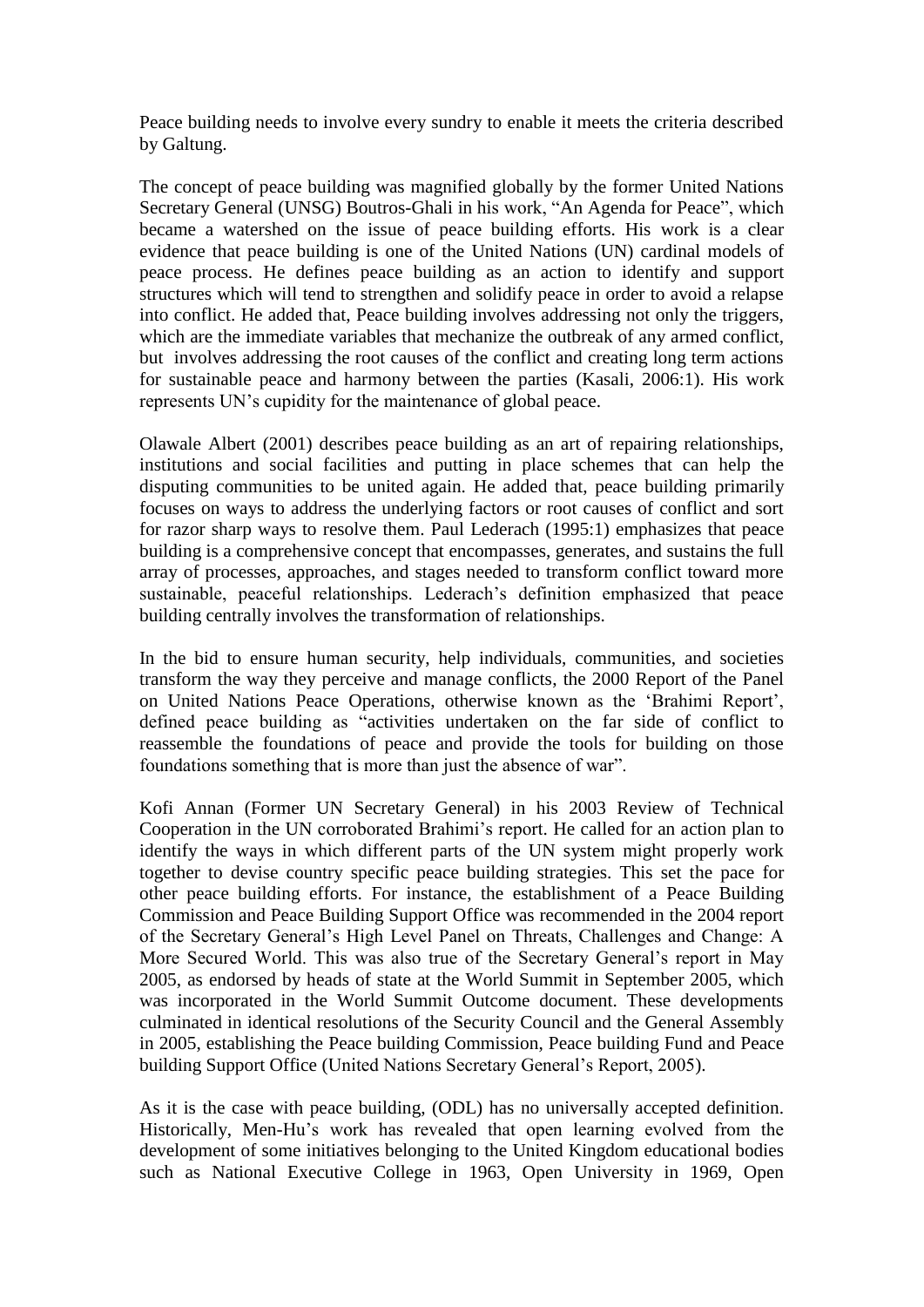Peace building needs to involve every sundry to enable it meets the criteria described by Galtung.

The concept of peace building was magnified globally by the former United Nations Secretary General (UNSG) Boutros-Ghali in his work, "An Agenda for Peace", which became a watershed on the issue of peace building efforts. His work is a clear evidence that peace building is one of the United Nations (UN) cardinal models of peace process. He defines peace building as an action to identify and support structures which will tend to strengthen and solidify peace in order to avoid a relapse into conflict. He added that, Peace building involves addressing not only the triggers, which are the immediate variables that mechanize the outbreak of any armed conflict, but involves addressing the root causes of the conflict and creating long term actions for sustainable peace and harmony between the parties (Kasali, 2006:1). His work represents UN's cupidity for the maintenance of global peace.

Olawale Albert (2001) describes peace building as an art of repairing relationships, institutions and social facilities and putting in place schemes that can help the disputing communities to be united again. He added that, peace building primarily focuses on ways to address the underlying factors or root causes of conflict and sort for razor sharp ways to resolve them. Paul Lederach (1995:1) emphasizes that peace building is a comprehensive concept that encompasses, generates, and sustains the full array of processes, approaches, and stages needed to transform conflict toward more sustainable, peaceful relationships. Lederach's definition emphasized that peace building centrally involves the transformation of relationships.

In the bid to ensure human security, help individuals, communities, and societies transform the way they perceive and manage conflicts, the 2000 Report of the Panel on United Nations Peace Operations, otherwise known as the 'Brahimi Report', defined peace building as "activities undertaken on the far side of conflict to reassemble the foundations of peace and provide the tools for building on those foundations something that is more than just the absence of war".

Kofi Annan (Former UN Secretary General) in his 2003 Review of Technical Cooperation in the UN corroborated Brahimi's report. He called for an action plan to identify the ways in which different parts of the UN system might properly work together to devise country specific peace building strategies. This set the pace for other peace building efforts. For instance, the establishment of a Peace Building Commission and Peace Building Support Office was recommended in the 2004 report of the Secretary General's High Level Panel on Threats, Challenges and Change: A More Secured World. This was also true of the Secretary General's report in May 2005, as endorsed by heads of state at the World Summit in September 2005, which was incorporated in the World Summit Outcome document. These developments culminated in identical resolutions of the Security Council and the General Assembly in 2005, establishing the Peace building Commission, Peace building Fund and Peace building Support Office (United Nations Secretary General's Report, 2005).

As it is the case with peace building, (ODL) has no universally accepted definition. Historically, Men-Hu's work has revealed that open learning evolved from the development of some initiatives belonging to the United Kingdom educational bodies such as National Executive College in 1963, Open University in 1969, Open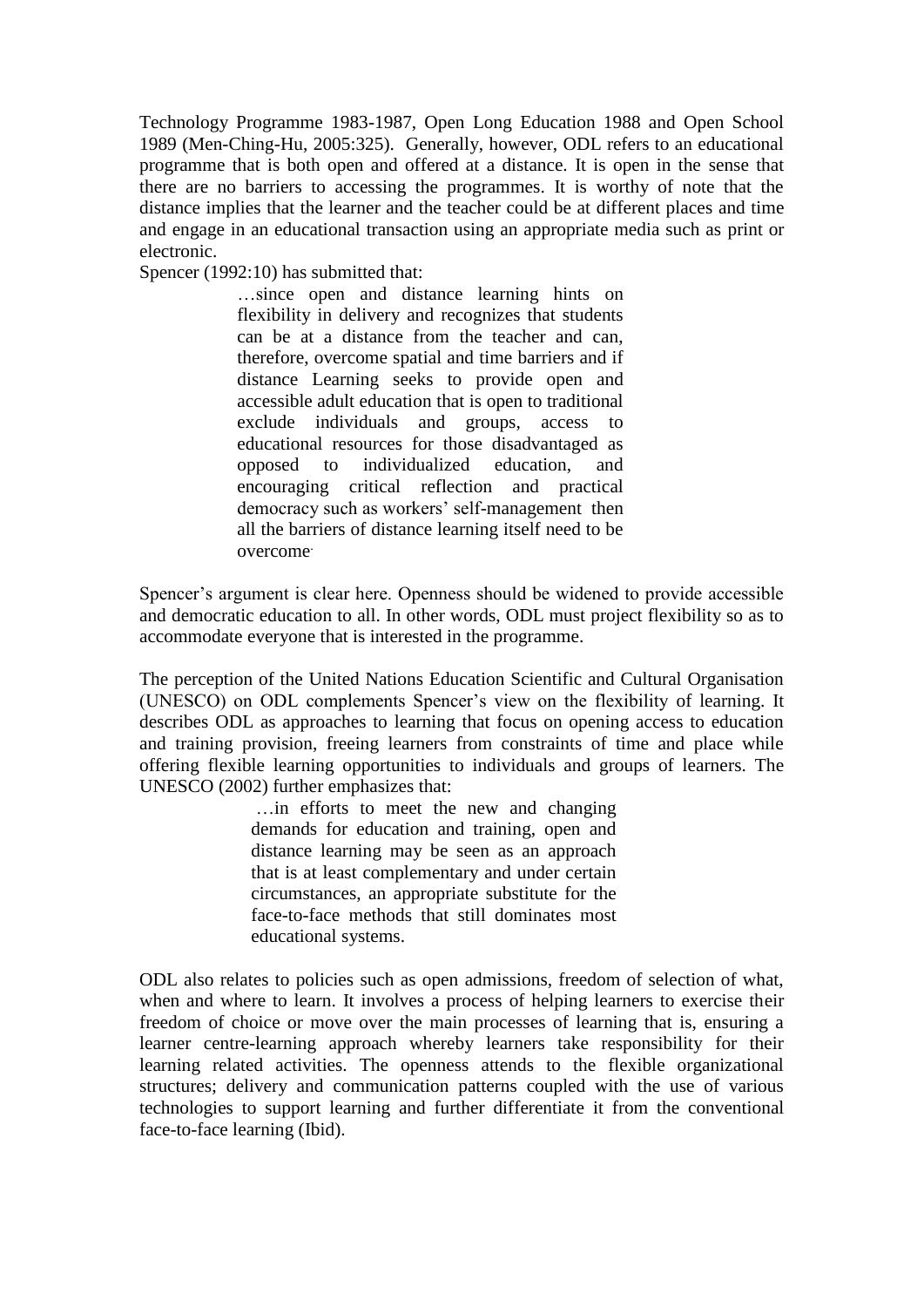Technology Programme 1983-1987, Open Long Education 1988 and Open School 1989 (Men-Ching-Hu, 2005:325). Generally, however, ODL refers to an educational programme that is both open and offered at a distance. It is open in the sense that there are no barriers to accessing the programmes. It is worthy of note that the distance implies that the learner and the teacher could be at different places and time and engage in an educational transaction using an appropriate media such as print or electronic.

Spencer (1992:10) has submitted that:

> …since open and distance learning hints on flexibility in delivery and recognizes that students can be at a distance from the teacher and can, therefore, overcome spatial and time barriers and if distance Learning seeks to provide open and accessible adult education that is open to traditional exclude individuals and groups, access to educational resources for those disadvantaged as opposed to individualized education, and encouraging critical reflection and practical democracy such as workers' self-management then all the barriers of distance learning itself need to be overcome.

Spencer's argument is clear here. Openness should be widened to provide accessible and democratic education to all. In other words, ODL must project flexibility so as to accommodate everyone that is interested in the programme.

The perception of the United Nations Education Scientific and Cultural Organisation (UNESCO) on ODL complements Spencer's view on the flexibility of learning. It describes ODL as approaches to learning that focus on opening access to education and training provision, freeing learners from constraints of time and place while offering flexible learning opportunities to individuals and groups of learners. The UNESCO (2002) further emphasizes that:

> …in efforts to meet the new and changing demands for education and training, open and distance learning may be seen as an approach that is at least complementary and under certain circumstances, an appropriate substitute for the face-to-face methods that still dominates most educational systems.

ODL also relates to policies such as open admissions, freedom of selection of what, when and where to learn. It involves a process of helping learners to exercise their freedom of choice or move over the main processes of learning that is, ensuring a learner centre-learning approach whereby learners take responsibility for their learning related activities. The openness attends to the flexible organizational structures; delivery and communication patterns coupled with the use of various technologies to support learning and further differentiate it from the conventional face-to-face learning (Ibid).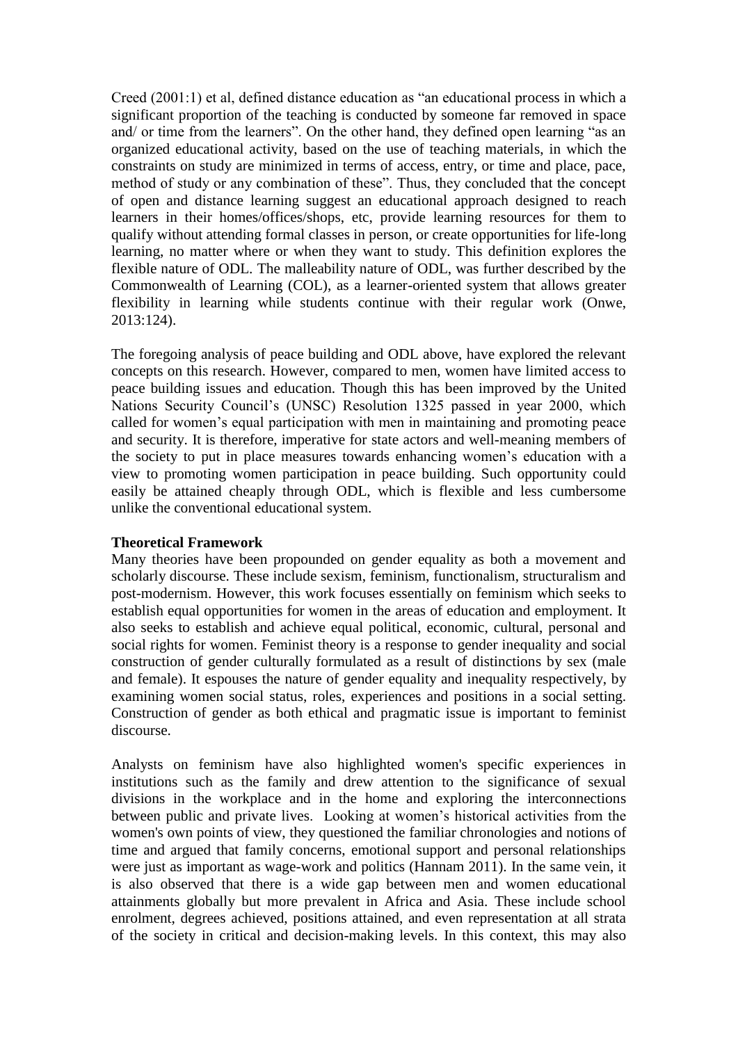Creed (2001:1) et al, defined distance education as "an educational process in which a significant proportion of the teaching is conducted by someone far removed in space and/ or time from the learners". On the other hand, they defined open learning "as an organized educational activity, based on the use of teaching materials, in which the constraints on study are minimized in terms of access, entry, or time and place, pace, method of study or any combination of these". Thus, they concluded that the concept of open and distance learning suggest an educational approach designed to reach learners in their homes/offices/shops, etc, provide learning resources for them to qualify without attending formal classes in person, or create opportunities for life-long learning, no matter where or when they want to study. This definition explores the flexible nature of ODL. The malleability nature of ODL, was further described by the Commonwealth of Learning (COL), as a learner-oriented system that allows greater flexibility in learning while students continue with their regular work (Onwe, 2013:124).

The foregoing analysis of peace building and ODL above, have explored the relevant concepts on this research. However, compared to men, women have limited access to peace building issues and education. Though this has been improved by the United Nations Security Council's (UNSC) Resolution 1325 passed in year 2000, which called for women's equal participation with men in maintaining and promoting peace and security. It is therefore, imperative for state actors and well-meaning members of the society to put in place measures towards enhancing women's education with a view to promoting women participation in peace building. Such opportunity could easily be attained cheaply through ODL, which is flexible and less cumbersome unlike the conventional educational system.

**Theoretical Framework**

Many theories have been propounded on gender equality as both a movement and scholarly discourse. These include sexism, feminism, functionalism, structuralism and post-modernism. However, this work focuses essentially on feminism which seeks to establish equal opportunities for women in the areas of education and employment. It also seeks to establish and achieve equal political, economic, cultural, personal and social rights for women. Feminist theory is a response to gender inequality and social construction of gender culturally formulated as a result of distinctions by sex (male and female). It espouses the nature of gender equality and inequality respectively, by examining women social status, roles, experiences and positions in a social setting. Construction of gender as both ethical and pragmatic issue is important to feminist discourse.

Analysts on feminism have also highlighted women's specific experiences in institutions such as the family and drew attention to the significance of sexual divisions in the workplace and in the home and exploring the interconnections between public and private lives. Looking at women's historical activities from the women's own points of view, they questioned the familiar chronologies and notions of time and argued that family concerns, emotional support and personal relationships were just as important as wage-work and politics (Hannam 2011). In the same vein, it is also observed that there is a wide gap between men and women educational attainments globally but more prevalent in Africa and Asia. These include school enrolment, degrees achieved, positions attained, and even representation at all strata of the society in critical and decision-making levels. In this context, this may also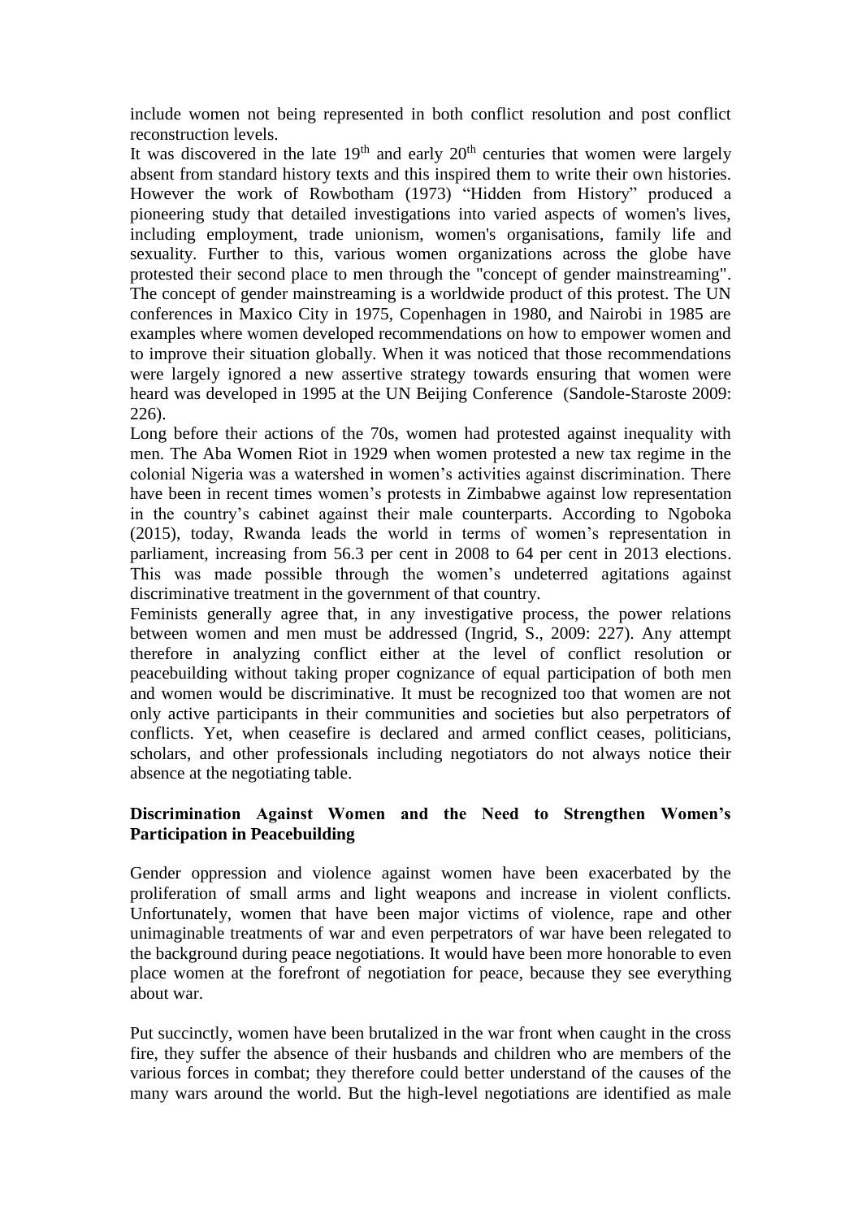include women not being represented in both conflict resolution and post conflict reconstruction levels.

It was discovered in the late 19th and early 20th centuries that women were largely absent from standard history texts and this inspired them to write their own histories. However the work of Rowbotham (1973) “Hidden from History” produced a pioneering study that detailed investigations into varied aspects of women's lives, including employment, trade unionism, women's organisations, family life and sexuality. Further to this, various women organizations across the globe have protested their second place to men through the "concept of gender mainstreaming". The concept of gender mainstreaming is a worldwide product of this protest. The UN conferences in Maxico City in 1975, Copenhagen in 1980, and Nairobi in 1985 are examples where women developed recommendations on how to empower women and to improve their situation globally. When it was noticed that those recommendations were largely ignored a new assertive strategy towards ensuring that women were heard was developed in 1995 at the UN Beijing Conference (Sandole-Staroste 2009: 226).

Long before their actions of the 70s, women had protested against inequality with men. The Aba Women Riot in 1929 when women protested a new tax regime in the colonial Nigeria was a watershed in women’s activities against discrimination. There have been in recent times women’s protests in Zimbabwe against low representation in the country’s cabinet against their male counterparts. According to Ngoboka (2015), today, Rwanda leads the world in terms of women’s representation in parliament, increasing from 56.3 per cent in 2008 to 64 per cent in 2013 elections. This was made possible through the women’s undeterred agitations against discriminative treatment in the government of that country.

Feminists generally agree that, in any investigative process, the power relations between women and men must be addressed (Ingrid, S., 2009: 227). Any attempt therefore in analyzing conflict either at the level of conflict resolution or peacebuilding without taking proper cognizance of equal participation of both men and women would be discriminative. It must be recognized too that women are not only active participants in their communities and societies but also perpetrators of conflicts. Yet, when ceasefire is declared and armed conflict ceases, politicians, scholars, and other professionals including negotiators do not always notice their absence at the negotiating table.

## Discrimination Against Women and the Need to Strengthen Women’s Participation in Peacebuilding

Gender oppression and violence against women have been exacerbated by the proliferation of small arms and light weapons and increase in violent conflicts. Unfortunately, women that have been major victims of violence, rape and other unimaginable treatments of war and even perpetrators of war have been relegated to the background during peace negotiations. It would have been more honorable to even place women at the forefront of negotiation for peace, because they see everything about war.

Put succinctly, women have been brutalized in the war front when caught in the cross fire, they suffer the absence of their husbands and children who are members of the various forces in combat; they therefore could better understand of the causes of the many wars around the world. But the high-level negotiations are identified as male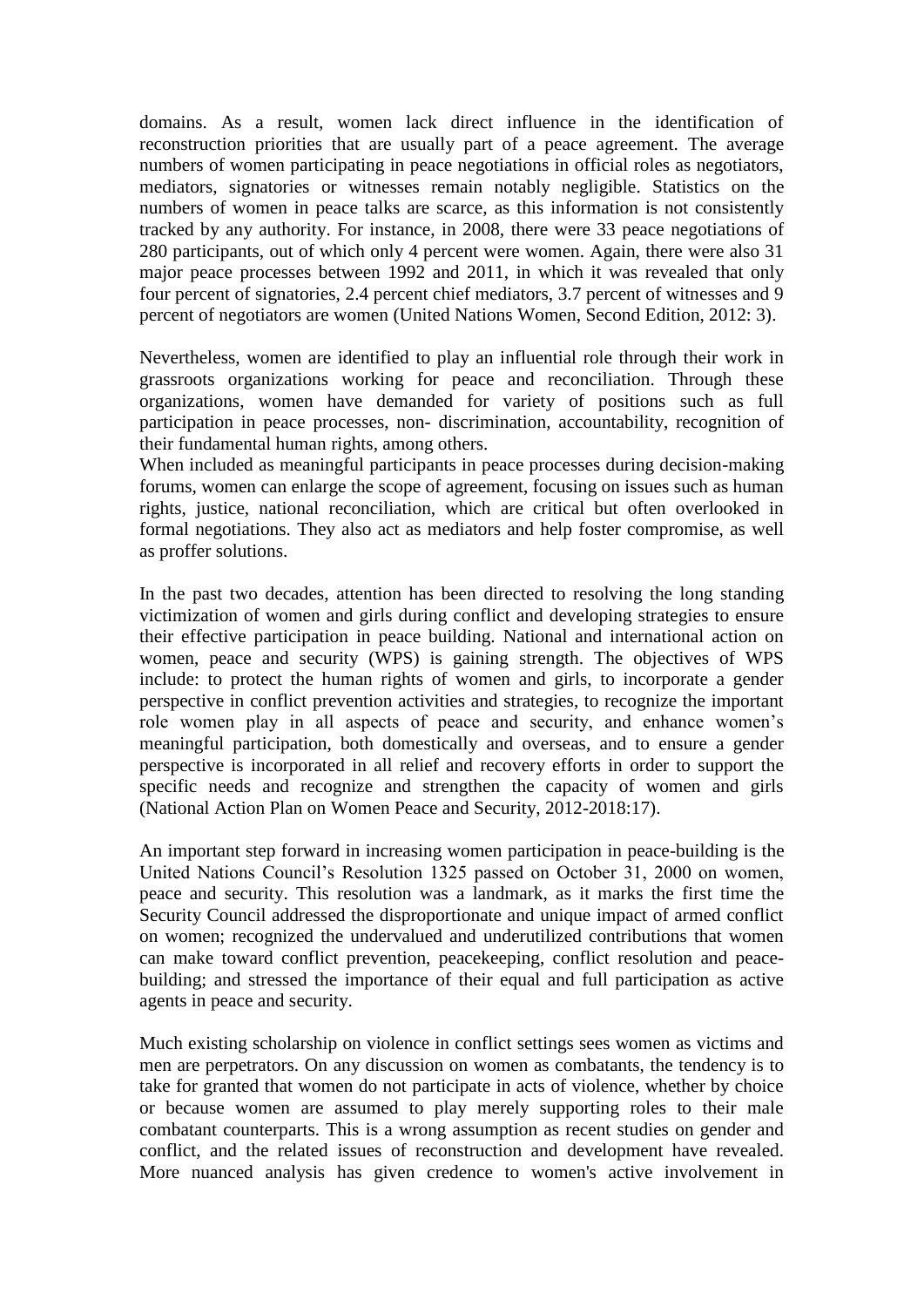domains. As a result, women lack direct influence in the identification of reconstruction priorities that are usually part of a peace agreement. The average numbers of women participating in peace negotiations in official roles as negotiators, mediators, signatories or witnesses remain notably negligible. Statistics on the numbers of women in peace talks are scarce, as this information is not consistently tracked by any authority. For instance, in 2008, there were 33 peace negotiations of 280 participants, out of which only 4 percent were women. Again, there were also 31 major peace processes between 1992 and 2011, in which it was revealed that only four percent of signatories, 2.4 percent chief mediators, 3.7 percent of witnesses and 9 percent of negotiators are women (United Nations Women, Second Edition, 2012: 3).

Nevertheless, women are identified to play an influential role through their work in grassroots organizations working for peace and reconciliation. Through these organizations, women have demanded for variety of positions such as full participation in peace processes, non- discrimination, accountability, recognition of their fundamental human rights, among others.

When included as meaningful participants in peace processes during decision-making forums, women can enlarge the scope of agreement, focusing on issues such as human rights, justice, national reconciliation, which are critical but often overlooked in formal negotiations. They also act as mediators and help foster compromise, as well as proffer solutions.

In the past two decades, attention has been directed to resolving the long standing victimization of women and girls during conflict and developing strategies to ensure their effective participation in peace building. National and international action on women, peace and security (WPS) is gaining strength. The objectives of WPS include: to protect the human rights of women and girls, to incorporate a gender perspective in conflict prevention activities and strategies, to recognize the important role women play in all aspects of peace and security, and enhance women's meaningful participation, both domestically and overseas, and to ensure a gender perspective is incorporated in all relief and recovery efforts in order to support the specific needs and recognize and strengthen the capacity of women and girls (National Action Plan on Women Peace and Security, 2012-2018:17).

An important step forward in increasing women participation in peace-building is the United Nations Council's Resolution 1325 passed on October 31, 2000 on women, peace and security. This resolution was a landmark, as it marks the first time the Security Council addressed the disproportionate and unique impact of armed conflict on women; recognized the undervalued and underutilized contributions that women can make toward conflict prevention, peacekeeping, conflict resolution and peace-building; and stressed the importance of their equal and full participation as active agents in peace and security.

Much existing scholarship on violence in conflict settings sees women as victims and men are perpetrators. On any discussion on women as combatants, the tendency is to take for granted that women do not participate in acts of violence, whether by choice or because women are assumed to play merely supporting roles to their male combatant counterparts. This is a wrong assumption as recent studies on gender and conflict, and the related issues of reconstruction and development have revealed. More nuanced analysis has given credence to women's active involvement in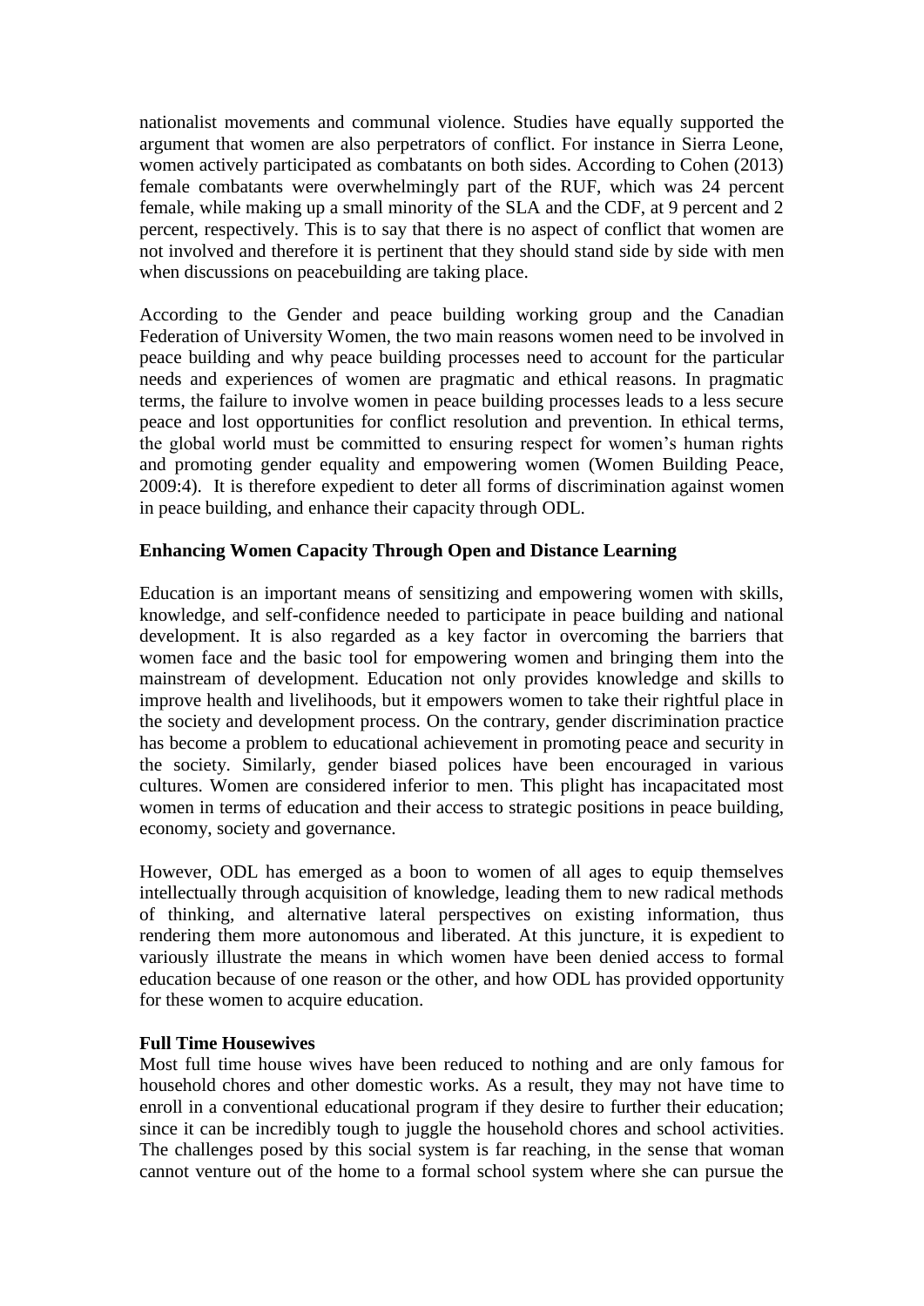nationalist movements and communal violence. Studies have equally supported the argument that women are also perpetrators of conflict. For instance in Sierra Leone, women actively participated as combatants on both sides. According to Cohen (2013) female combatants were overwhelmingly part of the RUF, which was 24 percent female, while making up a small minority of the SLA and the CDF, at 9 percent and 2 percent, respectively. This is to say that there is no aspect of conflict that women are not involved and therefore it is pertinent that they should stand side by side with men when discussions on peacebuilding are taking place.

According to the Gender and peace building working group and the Canadian Federation of University Women, the two main reasons women need to be involved in peace building and why peace building processes need to account for the particular needs and experiences of women are pragmatic and ethical reasons. In pragmatic terms, the failure to involve women in peace building processes leads to a less secure peace and lost opportunities for conflict resolution and prevention. In ethical terms, the global world must be committed to ensuring respect for women's human rights and promoting gender equality and empowering women (Women Building Peace, 2009:4). It is therefore expedient to deter all forms of discrimination against women in peace building, and enhance their capacity through ODL.

### Enhancing Women Capacity Through Open and Distance Learning

Education is an important means of sensitizing and empowering women with skills, knowledge, and self-confidence needed to participate in peace building and national development. It is also regarded as a key factor in overcoming the barriers that women face and the basic tool for empowering women and bringing them into the mainstream of development. Education not only provides knowledge and skills to improve health and livelihoods, but it empowers women to take their rightful place in the society and development process. On the contrary, gender discrimination practice has become a problem to educational achievement in promoting peace and security in the society. Similarly, gender biased polices have been encouraged in various cultures. Women are considered inferior to men. This plight has incapacitated most women in terms of education and their access to strategic positions in peace building, economy, society and governance.

However, ODL has emerged as a boon to women of all ages to equip themselves intellectually through acquisition of knowledge, leading them to new radical methods of thinking, and alternative lateral perspectives on existing information, thus rendering them more autonomous and liberated. At this juncture, it is expedient to variously illustrate the means in which women have been denied access to formal education because of one reason or the other, and how ODL has provided opportunity for these women to acquire education.

#### Full Time Housewives

Most full time house wives have been reduced to nothing and are only famous for household chores and other domestic works. As a result, they may not have time to enroll in a conventional educational program if they desire to further their education; since it can be incredibly tough to juggle the household chores and school activities. The challenges posed by this social system is far reaching, in the sense that woman cannot venture out of the home to a formal school system where she can pursue the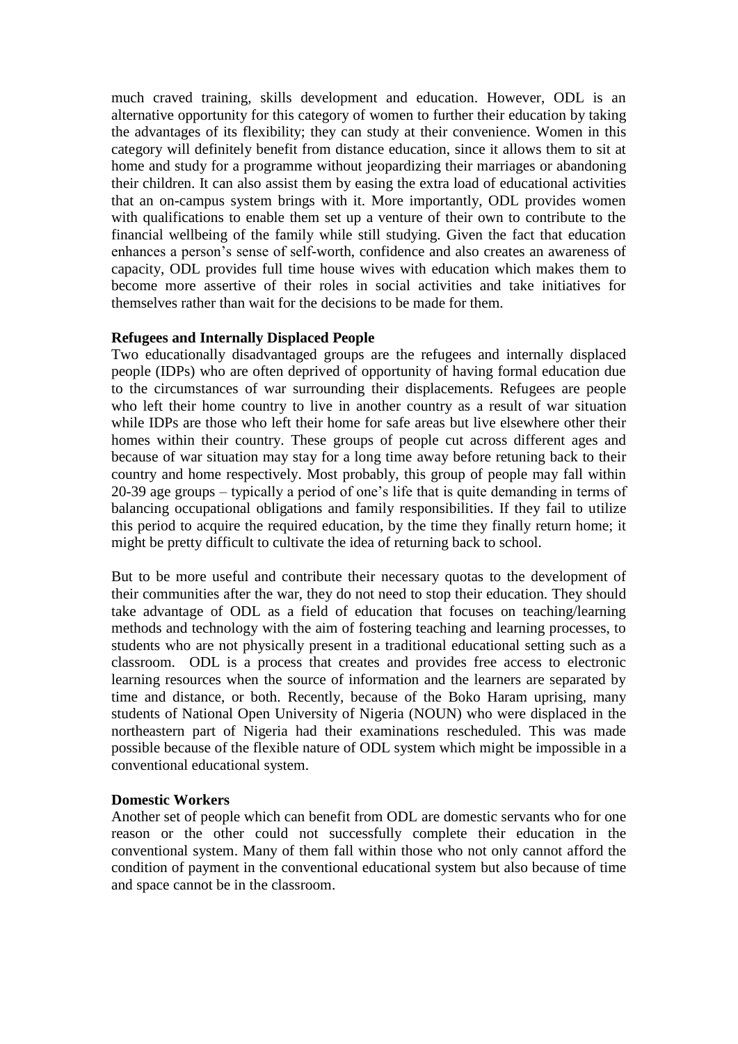much craved training, skills development and education. However, ODL is an alternative opportunity for this category of women to further their education by taking the advantages of its flexibility; they can study at their convenience. Women in this category will definitely benefit from distance education, since it allows them to sit at home and study for a programme without jeopardizing their marriages or abandoning their children. It can also assist them by easing the extra load of educational activities that an on-campus system brings with it. More importantly, ODL provides women with qualifications to enable them set up a venture of their own to contribute to the financial wellbeing of the family while still studying. Given the fact that education enhances a person's sense of self-worth, confidence and also creates an awareness of capacity, ODL provides full time house wives with education which makes them to become more assertive of their roles in social activities and take initiatives for themselves rather than wait for the decisions to be made for them.

**Refugees and Internally Displaced People**

Two educationally disadvantaged groups are the refugees and internally displaced people (IDPs) who are often deprived of opportunity of having formal education due to the circumstances of war surrounding their displacements. Refugees are people who left their home country to live in another country as a result of war situation while IDPs are those who left their home for safe areas but live elsewhere other their homes within their country. These groups of people cut across different ages and because of war situation may stay for a long time away before retuning back to their country and home respectively. Most probably, this group of people may fall within 20-39 age groups – typically a period of one's life that is quite demanding in terms of balancing occupational obligations and family responsibilities. If they fail to utilize this period to acquire the required education, by the time they finally return home; it might be pretty difficult to cultivate the idea of returning back to school.

But to be more useful and contribute their necessary quotas to the development of their communities after the war, they do not need to stop their education. They should take advantage of ODL as a field of education that focuses on teaching/learning methods and technology with the aim of fostering teaching and learning processes, to students who are not physically present in a traditional educational setting such as a classroom. ODL is a process that creates and provides free access to electronic learning resources when the source of information and the learners are separated by time and distance, or both. Recently, because of the Boko Haram uprising, many students of National Open University of Nigeria (NOUN) who were displaced in the northeastern part of Nigeria had their examinations rescheduled. This was made possible because of the flexible nature of ODL system which might be impossible in a conventional educational system.

**Domestic Workers**

Another set of people which can benefit from ODL are domestic servants who for one reason or the other could not successfully complete their education in the conventional system. Many of them fall within those who not only cannot afford the condition of payment in the conventional educational system but also because of time and space cannot be in the classroom.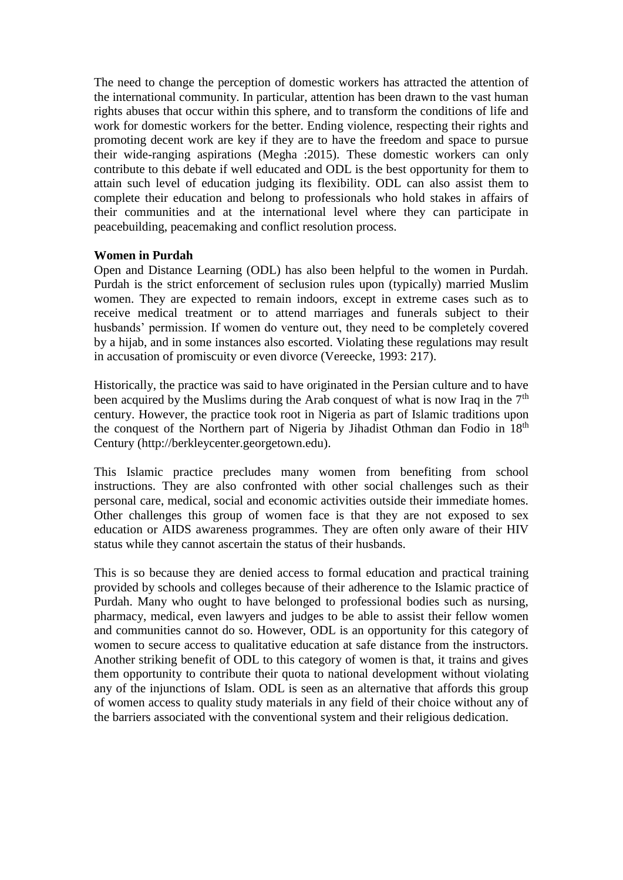The need to change the perception of domestic workers has attracted the attention of the international community. In particular, attention has been drawn to the vast human rights abuses that occur within this sphere, and to transform the conditions of life and work for domestic workers for the better. Ending violence, respecting their rights and promoting decent work are key if they are to have the freedom and space to pursue their wide-ranging aspirations (Megha :2015). These domestic workers can only contribute to this debate if well educated and ODL is the best opportunity for them to attain such level of education judging its flexibility. ODL can also assist them to complete their education and belong to professionals who hold stakes in affairs of their communities and at the international level where they can participate in peacebuilding, peacemaking and conflict resolution process.

**Women in Purdah**

Open and Distance Learning (ODL) has also been helpful to the women in Purdah. Purdah is the strict enforcement of seclusion rules upon (typically) married Muslim women. They are expected to remain indoors, except in extreme cases such as to receive medical treatment or to attend marriages and funerals subject to their husbands' permission. If women do venture out, they need to be completely covered by a hijab, and in some instances also escorted. Violating these regulations may result in accusation of promiscuity or even divorce (Vereecke, 1993: 217).

Historically, the practice was said to have originated in the Persian culture and to have been acquired by the Muslims during the Arab conquest of what is now Iraq in the 7th century. However, the practice took root in Nigeria as part of Islamic traditions upon the conquest of the Northern part of Nigeria by Jihadist Othman dan Fodio in 18th Century (http://berkleycenter.georgetown.edu).

This Islamic practice precludes many women from benefiting from school instructions. They are also confronted with other social challenges such as their personal care, medical, social and economic activities outside their immediate homes. Other challenges this group of women face is that they are not exposed to sex education or AIDS awareness programmes. They are often only aware of their HIV status while they cannot ascertain the status of their husbands.

This is so because they are denied access to formal education and practical training provided by schools and colleges because of their adherence to the Islamic practice of Purdah. Many who ought to have belonged to professional bodies such as nursing, pharmacy, medical, even lawyers and judges to be able to assist their fellow women and communities cannot do so. However, ODL is an opportunity for this category of women to secure access to qualitative education at safe distance from the instructors. Another striking benefit of ODL to this category of women is that, it trains and gives them opportunity to contribute their quota to national development without violating any of the injunctions of Islam. ODL is seen as an alternative that affords this group of women access to quality study materials in any field of their choice without any of the barriers associated with the conventional system and their religious dedication.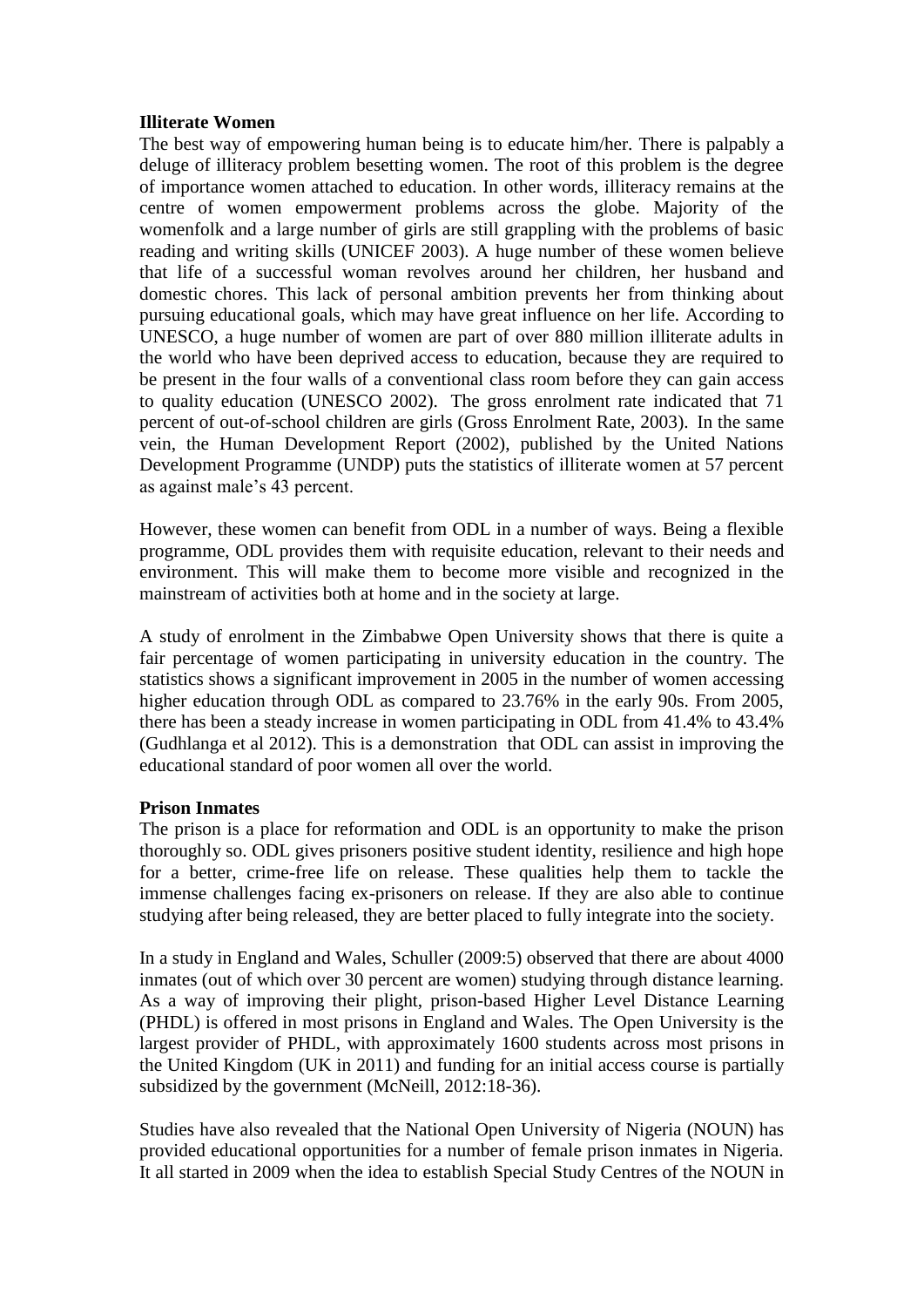**Illiterate Women**

The best way of empowering human being is to educate him/her. There is palpably a deluge of illiteracy problem besetting women. The root of this problem is the degree of importance women attached to education. In other words, illiteracy remains at the centre of women empowerment problems across the globe. Majority of the womenfolk and a large number of girls are still grappling with the problems of basic reading and writing skills (UNICEF 2003). A huge number of these women believe that life of a successful woman revolves around her children, her husband and domestic chores. This lack of personal ambition prevents her from thinking about pursuing educational goals, which may have great influence on her life. According to UNESCO, a huge number of women are part of over 880 million illiterate adults in the world who have been deprived access to education, because they are required to be present in the four walls of a conventional class room before they can gain access to quality education (UNESCO 2002). The gross enrolment rate indicated that 71 percent of out-of-school children are girls (Gross Enrolment Rate, 2003). In the same vein, the Human Development Report (2002), published by the United Nations Development Programme (UNDP) puts the statistics of illiterate women at 57 percent as against male's 43 percent.

However, these women can benefit from ODL in a number of ways. Being a flexible programme, ODL provides them with requisite education, relevant to their needs and environment. This will make them to become more visible and recognized in the mainstream of activities both at home and in the society at large.

A study of enrolment in the Zimbabwe Open University shows that there is quite a fair percentage of women participating in university education in the country. The statistics shows a significant improvement in 2005 in the number of women accessing higher education through ODL as compared to 23.76% in the early 90s. From 2005, there has been a steady increase in women participating in ODL from 41.4% to 43.4% (Gudhlanga et al 2012). This is a demonstration that ODL can assist in improving the educational standard of poor women all over the world.

**Prison Inmates**

The prison is a place for reformation and ODL is an opportunity to make the prison thoroughly so. ODL gives prisoners positive student identity, resilience and high hope for a better, crime-free life on release. These qualities help them to tackle the immense challenges facing ex-prisoners on release. If they are also able to continue studying after being released, they are better placed to fully integrate into the society.

In a study in England and Wales, Schuller (2009:5) observed that there are about 4000 inmates (out of which over 30 percent are women) studying through distance learning. As a way of improving their plight, prison-based Higher Level Distance Learning (PHDL) is offered in most prisons in England and Wales. The Open University is the largest provider of PHDL, with approximately 1600 students across most prisons in the United Kingdom (UK in 2011) and funding for an initial access course is partially subsidized by the government (McNeill, 2012:18-36).

Studies have also revealed that the National Open University of Nigeria (NOUN) has provided educational opportunities for a number of female prison inmates in Nigeria. It all started in 2009 when the idea to establish Special Study Centres of the NOUN in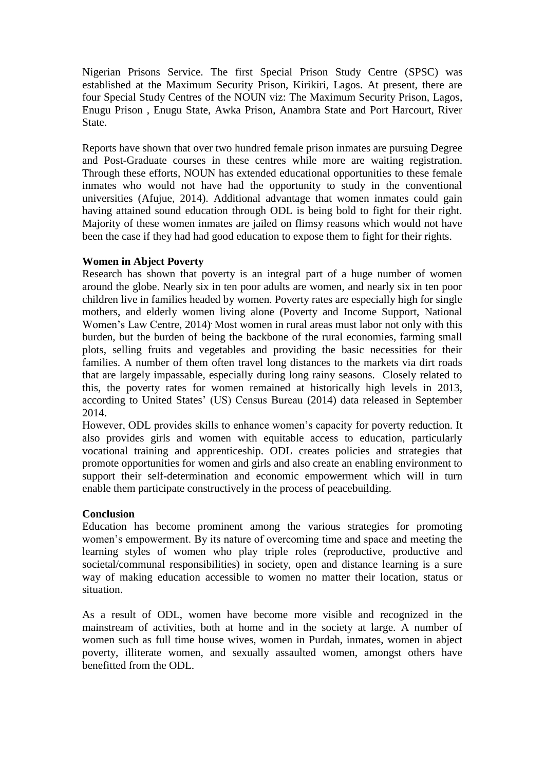Nigerian Prisons Service. The first Special Prison Study Centre (SPSC) was established at the Maximum Security Prison, Kirikiri, Lagos. At present, there are four Special Study Centres of the NOUN viz: The Maximum Security Prison, Lagos, Enugu Prison , Enugu State, Awka Prison, Anambra State and Port Harcourt, River State.

Reports have shown that over two hundred female prison inmates are pursuing Degree and Post-Graduate courses in these centres while more are waiting registration. Through these efforts, NOUN has extended educational opportunities to these female inmates who would not have had the opportunity to study in the conventional universities (Afujue, 2014). Additional advantage that women inmates could gain having attained sound education through ODL is being bold to fight for their right. Majority of these women inmates are jailed on flimsy reasons which would not have been the case if they had had good education to expose them to fight for their rights.

**Women in Abject Poverty**

Research has shown that poverty is an integral part of a huge number of women around the globe. Nearly six in ten poor adults are women, and nearly six in ten poor children live in families headed by women. Poverty rates are especially high for single mothers, and elderly women living alone (Poverty and Income Support, National Women's Law Centre, 2014). Most women in rural areas must labor not only with this burden, but the burden of being the backbone of the rural economies, farming small plots, selling fruits and vegetables and providing the basic necessities for their families. A number of them often travel long distances to the markets via dirt roads that are largely impassable, especially during long rainy seasons. Closely related to this, the poverty rates for women remained at historically high levels in 2013, according to United States' (US) Census Bureau (2014) data released in September 2014.

However, ODL provides skills to enhance women's capacity for poverty reduction. It also provides girls and women with equitable access to education, particularly vocational training and apprenticeship. ODL creates policies and strategies that promote opportunities for women and girls and also create an enabling environment to support their self-determination and economic empowerment which will in turn enable them participate constructively in the process of peacebuilding.

**Conclusion**

Education has become prominent among the various strategies for promoting women's empowerment. By its nature of overcoming time and space and meeting the learning styles of women who play triple roles (reproductive, productive and societal/communal responsibilities) in society, open and distance learning is a sure way of making education accessible to women no matter their location, status or situation.

As a result of ODL, women have become more visible and recognized in the mainstream of activities, both at home and in the society at large. A number of women such as full time house wives, women in Purdah, inmates, women in abject poverty, illiterate women, and sexually assaulted women, amongst others have benefitted from the ODL.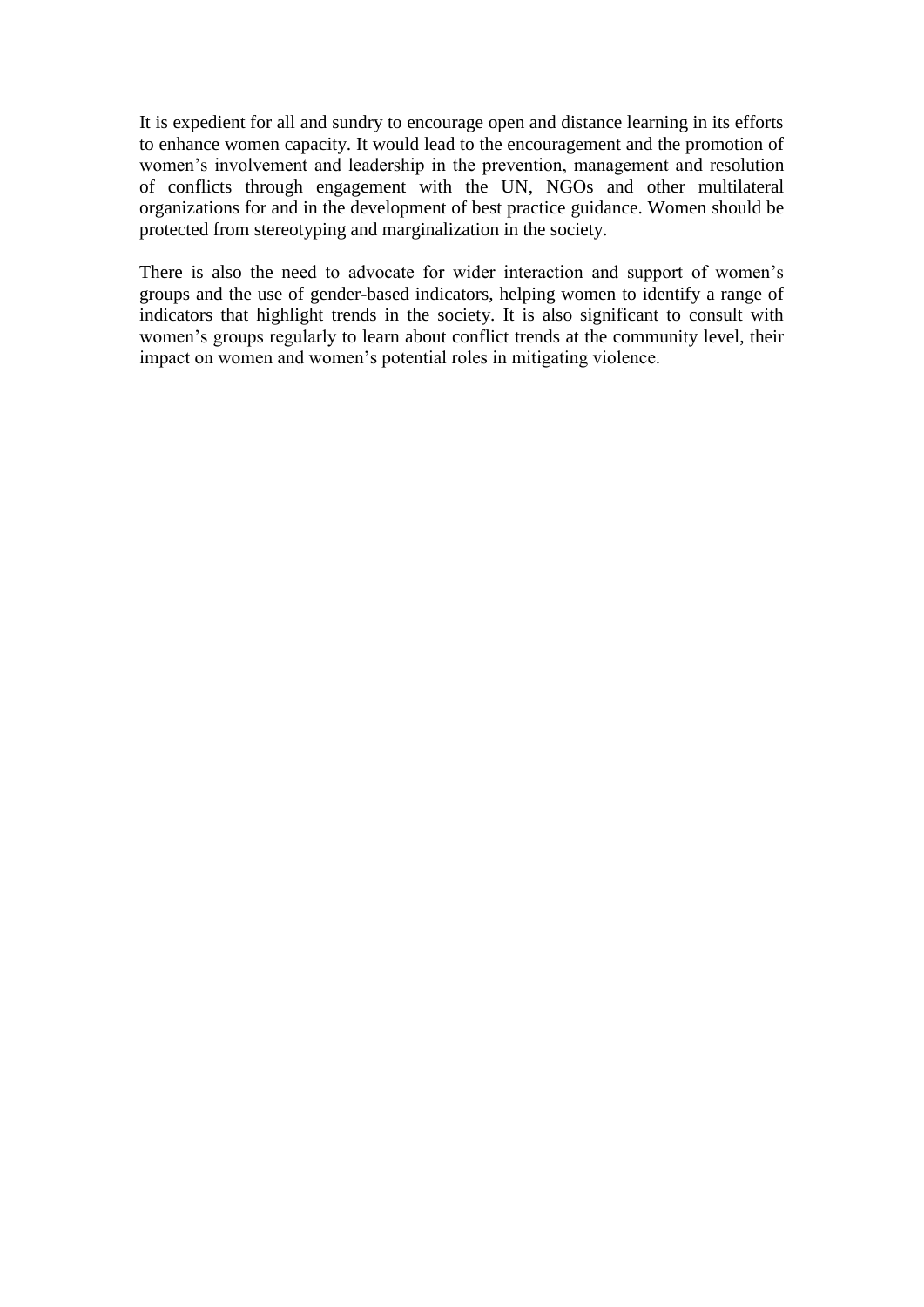It is expedient for all and sundry to encourage open and distance learning in its efforts to enhance women capacity. It would lead to the encouragement and the promotion of women's involvement and leadership in the prevention, management and resolution of conflicts through engagement with the UN, NGOs and other multilateral organizations for and in the development of best practice guidance. Women should be protected from stereotyping and marginalization in the society.

There is also the need to advocate for wider interaction and support of women's groups and the use of gender-based indicators, helping women to identify a range of indicators that highlight trends in the society. It is also significant to consult with women's groups regularly to learn about conflict trends at the community level, their impact on women and women's potential roles in mitigating violence.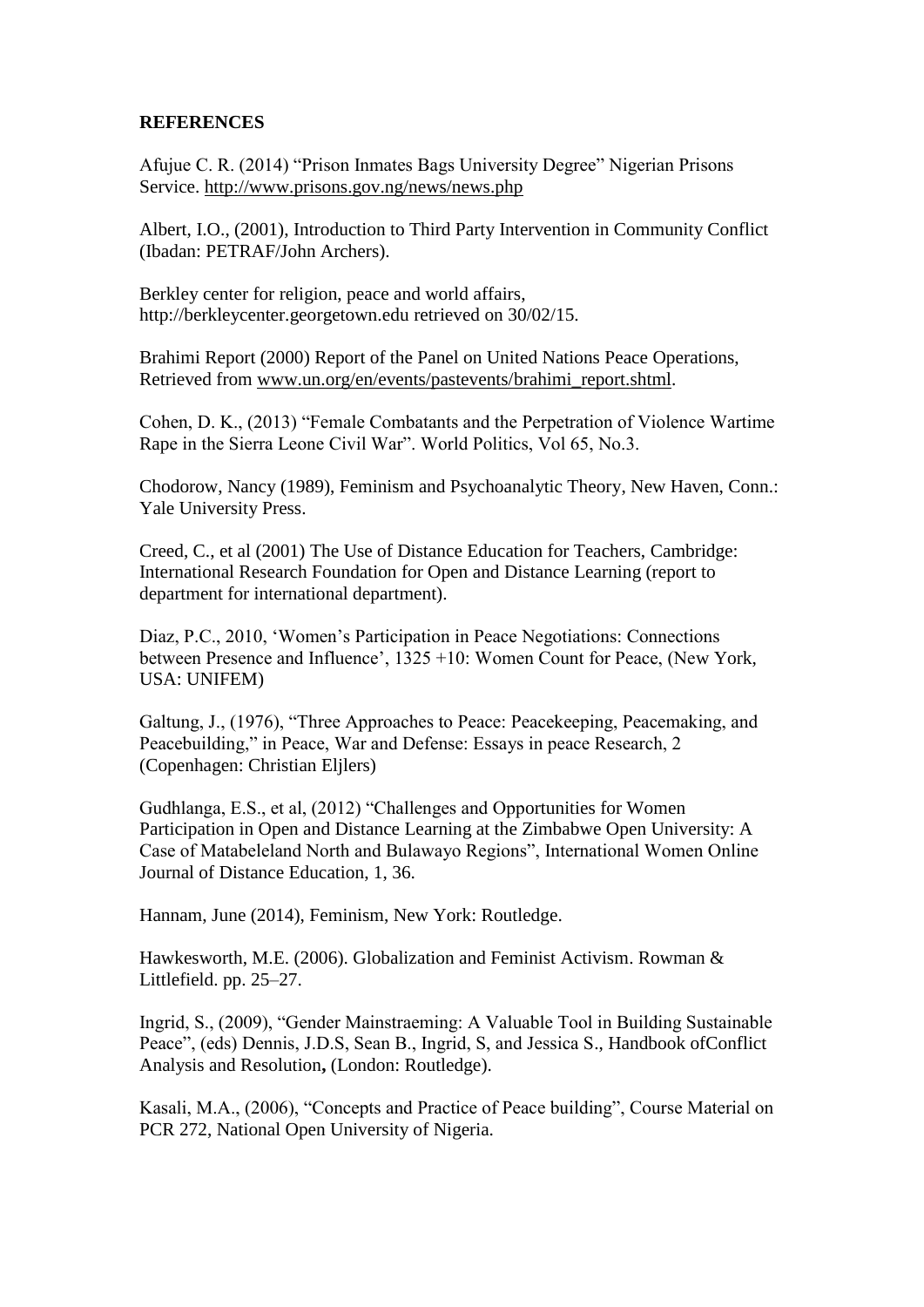**REFERENCES**

Afujue C. R. (2014) "Prison Inmates Bags University Degree" Nigerian Prisons Service. http://www.prisons.gov.ng/news/news.php

Albert, I.O., (2001), Introduction to Third Party Intervention in Community Conflict (Ibadan: PETRAF/John Archers).

Berkley center for religion, peace and world affairs, http://berkleycenter.georgetown.edu retrieved on 30/02/15.

Brahimi Report (2000) Report of the Panel on United Nations Peace Operations, Retrieved from www.un.org/en/events/pastevents/brahimi_report.shtml.

Cohen, D. K., (2013) "Female Combatants and the Perpetration of Violence Wartime Rape in the Sierra Leone Civil War". World Politics, Vol 65, No.3.

Chodorow, Nancy (1989), Feminism and Psychoanalytic Theory, New Haven, Conn.: Yale University Press.

Creed, C., et al (2001) The Use of Distance Education for Teachers, Cambridge: International Research Foundation for Open and Distance Learning (report to department for international department).

Diaz, P.C., 2010, 'Women's Participation in Peace Negotiations: Connections between Presence and Influence', 1325 +10: Women Count for Peace, (New York, USA: UNIFEM)

Galtung, J., (1976), "Three Approaches to Peace: Peacekeeping, Peacemaking, and Peacebuilding," in Peace, War and Defense: Essays in peace Research, 2 (Copenhagen: Christian Eljlers)

Gudhlanga, E.S., et al, (2012) "Challenges and Opportunities for Women Participation in Open and Distance Learning at the Zimbabwe Open University: A Case of Matabeleland North and Bulawayo Regions", International Women Online Journal of Distance Education, 1, 36.

Hannam, June (2014), Feminism, New York: Routledge.

Hawkesworth, M.E. (2006). Globalization and Feminist Activism. Rowman & Littlefield. pp. 25–27.

Ingrid, S., (2009), "Gender Mainstraeming: A Valuable Tool in Building Sustainable Peace", (eds) Dennis, J.D.S, Sean B., Ingrid, S, and Jessica S., Handbook ofConflict Analysis and Resolution**,** (London: Routledge).

Kasali, M.A., (2006), "Concepts and Practice of Peace building", Course Material on PCR 272, National Open University of Nigeria.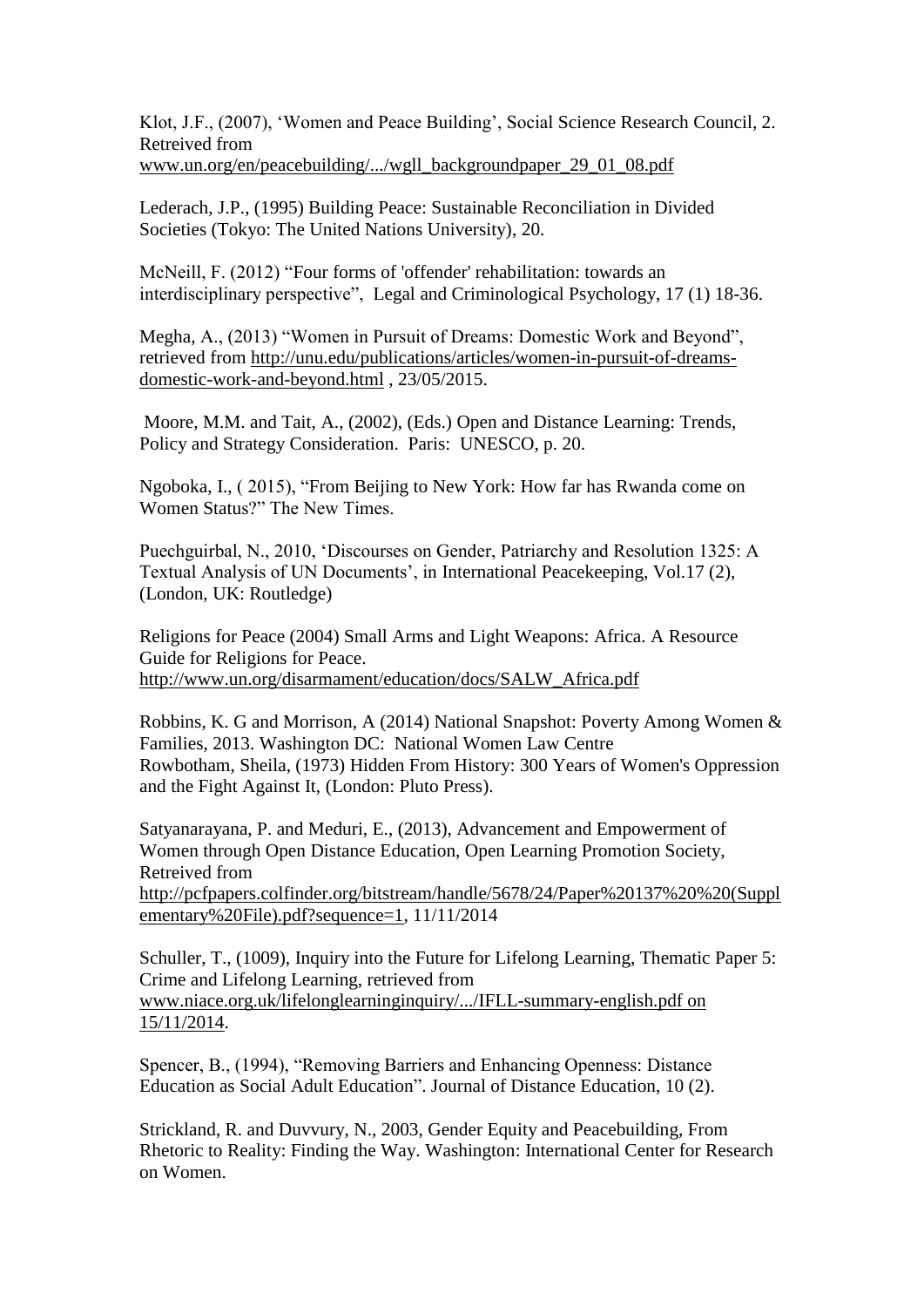Klot, J.F., (2007), 'Women and Peace Building', Social Science Research Council, 2. Retreived from www.un.org/en/peacebuilding/.../wgll_backgroundpaper_29_01_08.pdf

Lederach, J.P., (1995) Building Peace: Sustainable Reconciliation in Divided Societies (Tokyo: The United Nations University), 20.

McNeill, F. (2012) "Four forms of 'offender' rehabilitation: towards an interdisciplinary perspective", Legal and Criminological Psychology, 17 (1) 18-36.

Megha, A., (2013) "Women in Pursuit of Dreams: Domestic Work and Beyond", retrieved from http://unu.edu/publications/articles/women-in-pursuit-of-dreams-domestic-work-and-beyond.html , 23/05/2015.

Moore, M.M. and Tait, A., (2002), (Eds.) Open and Distance Learning: Trends, Policy and Strategy Consideration. Paris: UNESCO, p. 20.

Ngoboka, I., ( 2015), "From Beijing to New York: How far has Rwanda come on Women Status?" The New Times.

Puechguirbal, N., 2010, 'Discourses on Gender, Patriarchy and Resolution 1325: A Textual Analysis of UN Documents', in International Peacekeeping, Vol.17 (2), (London, UK: Routledge)

Religions for Peace (2004) Small Arms and Light Weapons: Africa. A Resource Guide for Religions for Peace. http://www.un.org/disarmament/education/docs/SALW_Africa.pdf

Robbins, K. G and Morrison, A (2014) National Snapshot: Poverty Among Women & Families, 2013. Washington DC: National Women Law Centre
Rowbotham, Sheila, (1973) Hidden From History: 300 Years of Women's Oppression and the Fight Against It, (London: Pluto Press).

Satyanarayana, P. and Meduri, E., (2013), Advancement and Empowerment of Women through Open Distance Education, Open Learning Promotion Society, Retreived from http://pcfpapers.colfinder.org/bitstream/handle/5678/24/Paper%20137%20%20(Supplementary%20File).pdf?sequence=1, 11/11/2014

Schuller, T., (1009), Inquiry into the Future for Lifelong Learning, Thematic Paper 5: Crime and Lifelong Learning, retrieved from www.niace.org.uk/lifelonglearninginquiry/.../IFLL-summary-english.pdf on 15/11/2014.

Spencer, B., (1994), "Removing Barriers and Enhancing Openness: Distance Education as Social Adult Education". Journal of Distance Education, 10 (2).

Strickland, R. and Duvvury, N., 2003, Gender Equity and Peacebuilding, From Rhetoric to Reality: Finding the Way. Washington: International Center for Research on Women.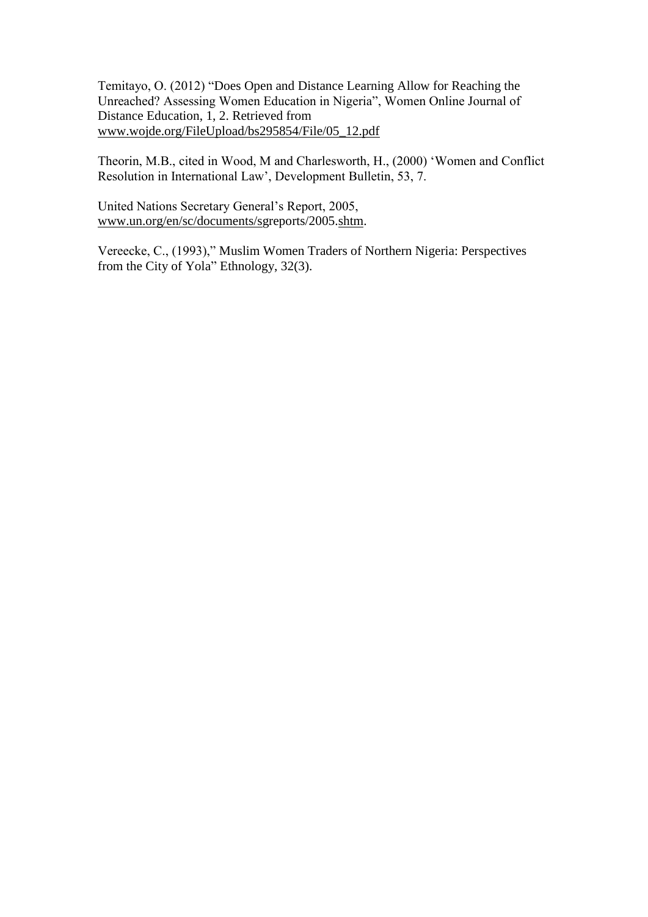Temitayo, O. (2012) “Does Open and Distance Learning Allow for Reaching the Unreached? Assessing Women Education in Nigeria”, Women Online Journal of Distance Education, 1, 2. Retrieved from www.wojde.org/FileUpload/bs295854/File/05_12.pdf

Theorin, M.B., cited in Wood, M and Charlesworth, H., (2000) ‘Women and Conflict Resolution in International Law’, Development Bulletin, 53, 7.

United Nations Secretary General’s Report, 2005, www.un.org/en/sc/documents/sgreports/2005.shtm.

Vereecke, C., (1993),” Muslim Women Traders of Northern Nigeria: Perspectives from the City of Yola” Ethnology, 32(3).